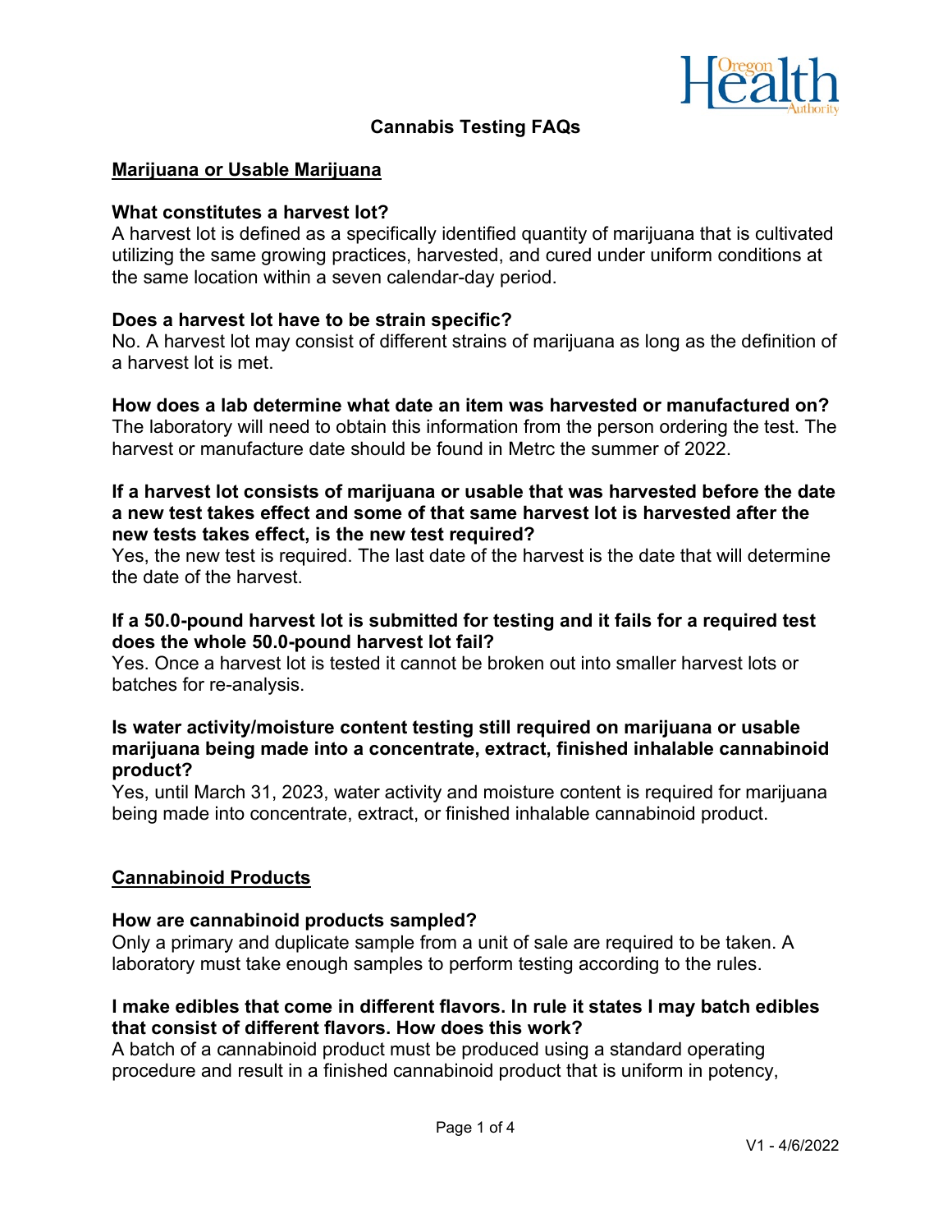# Cannabis Testing FAQs

## Marijuana or Usable Marijuana

**What constitutes a harvest lot?**
A harvest lot is defined as a specifically identified quantity of marijuana that is cultivated utilizing the same growing practices, harvested, and cured under uniform conditions at the same location within a seven calendar-day period.

**Does a harvest lot have to be strain specific?**
No. A harvest lot may consist of different strains of marijuana as long as the definition of a harvest lot is met.

**How does a lab determine what date an item was harvested or manufactured on?**
The laboratory will need to obtain this information from the person ordering the test. The harvest or manufacture date should be found in Metrc the summer of 2022.

**If a harvest lot consists of marijuana or usable that was harvested before the date a new test takes effect and some of that same harvest lot is harvested after the new tests takes effect, is the new test required?**
Yes, the new test is required. The last date of the harvest is the date that will determine the date of the harvest.

**If a 50.0-pound harvest lot is submitted for testing and it fails for a required test does the whole 50.0-pound harvest lot fail?**
Yes. Once a harvest lot is tested it cannot be broken out into smaller harvest lots or batches for re-analysis.

**Is water activity/moisture content testing still required on marijuana or usable marijuana being made into a concentrate, extract, finished inhalable cannabinoid product?**
Yes, until March 31, 2023, water activity and moisture content is required for marijuana being made into concentrate, extract, or finished inhalable cannabinoid product.

## Cannabinoid Products

**How are cannabinoid products sampled?**
Only a primary and duplicate sample from a unit of sale are required to be taken. A laboratory must take enough samples to perform testing according to the rules.

**I make edibles that come in different flavors. In rule it states I may batch edibles that consist of different flavors. How does this work?**
A batch of a cannabinoid product must be produced using a standard operating procedure and result in a finished cannabinoid product that is uniform in potency,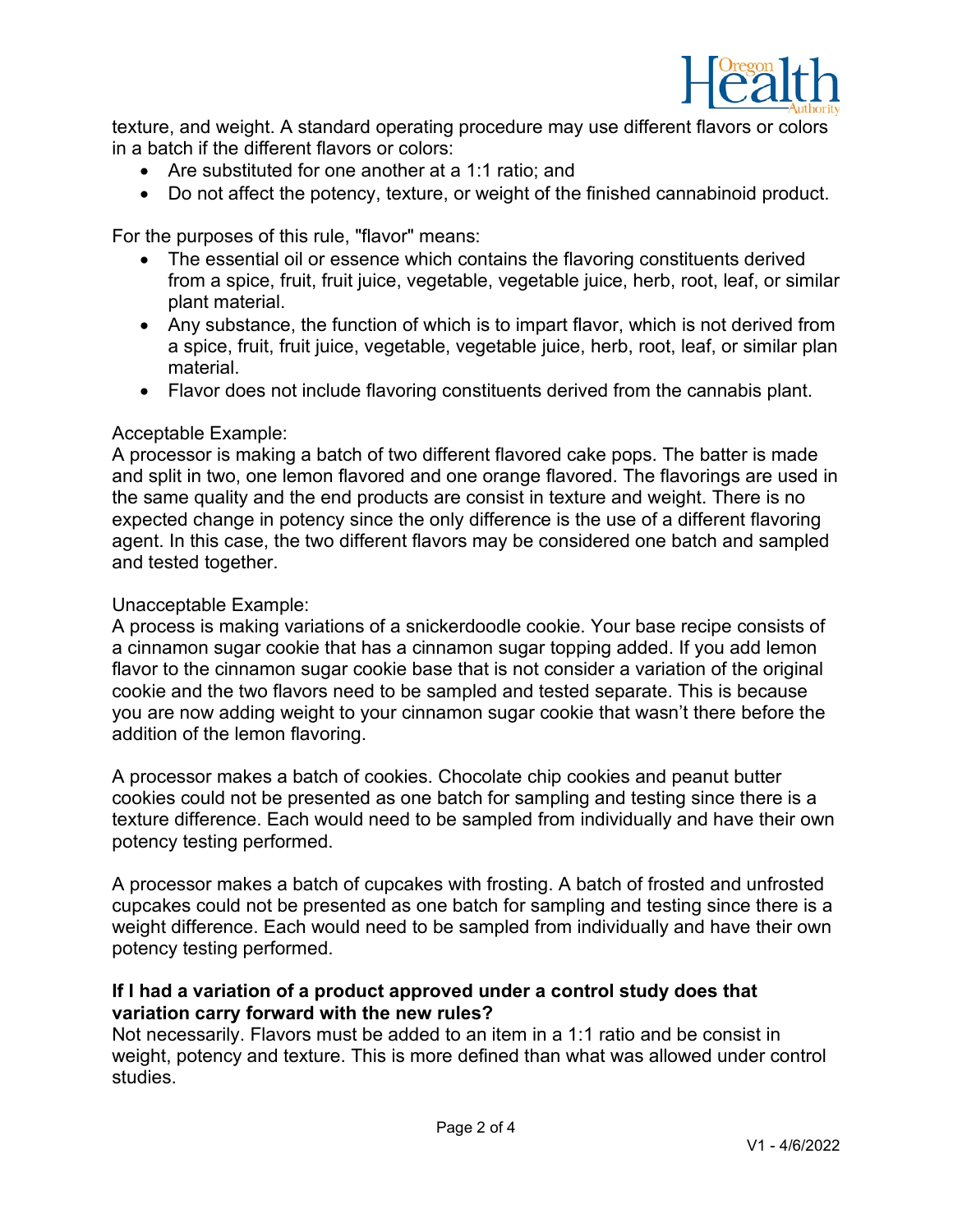texture, and weight. A standard operating procedure may use different flavors or colors in a batch if the different flavors or colors:

- Are substituted for one another at a 1:1 ratio; and
- Do not affect the potency, texture, or weight of the finished cannabinoid product.

For the purposes of this rule, "flavor" means:

- The essential oil or essence which contains the flavoring constituents derived from a spice, fruit, fruit juice, vegetable, vegetable juice, herb, root, leaf, or similar plant material.
- Any substance, the function of which is to impart flavor, which is not derived from a spice, fruit, fruit juice, vegetable, vegetable juice, herb, root, leaf, or similar plan material.
- Flavor does not include flavoring constituents derived from the cannabis plant.

Acceptable Example:
A processor is making a batch of two different flavored cake pops. The batter is made and split in two, one lemon flavored and one orange flavored. The flavorings are used in the same quality and the end products are consist in texture and weight. There is no expected change in potency since the only difference is the use of a different flavoring agent. In this case, the two different flavors may be considered one batch and sampled and tested together.

Unacceptable Example:
A process is making variations of a snickerdoodle cookie. Your base recipe consists of a cinnamon sugar cookie that has a cinnamon sugar topping added. If you add lemon flavor to the cinnamon sugar cookie base that is not consider a variation of the original cookie and the two flavors need to be sampled and tested separate. This is because you are now adding weight to your cinnamon sugar cookie that wasn't there before the addition of the lemon flavoring.

A processor makes a batch of cookies. Chocolate chip cookies and peanut butter cookies could not be presented as one batch for sampling and testing since there is a texture difference. Each would need to be sampled from individually and have their own potency testing performed.

A processor makes a batch of cupcakes with frosting. A batch of frosted and unfrosted cupcakes could not be presented as one batch for sampling and testing since there is a weight difference. Each would need to be sampled from individually and have their own potency testing performed.

**If I had a variation of a product approved under a control study does that variation carry forward with the new rules?**

Not necessarily. Flavors must be added to an item in a 1:1 ratio and be consist in weight, potency and texture. This is more defined than what was allowed under control studies.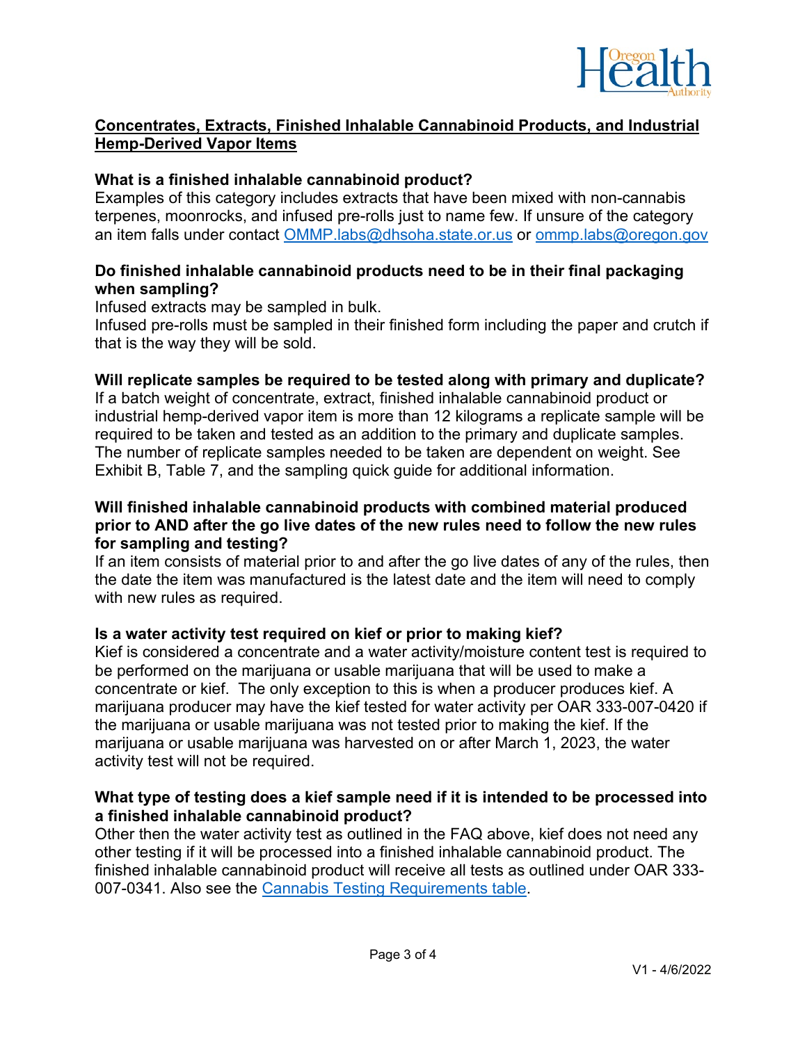## Concentrates, Extracts, Finished Inhalable Cannabinoid Products, and Industrial Hemp-Derived Vapor Items

### What is a finished inhalable cannabinoid product?

Examples of this category includes extracts that have been mixed with non-cannabis terpenes, moonrocks, and infused pre-rolls just to name few. If unsure of the category an item falls under contact [OMMP.labs@dhsoha.state.or.us](mailto:OMMP.labs@dhsoha.state.or.us) or [ommp.labs@oregon.gov](mailto:ommp.labs@oregon.gov)

### Do finished inhalable cannabinoid products need to be in their final packaging when sampling?

Infused extracts may be sampled in bulk.
Infused pre-rolls must be sampled in their finished form including the paper and crutch if that is the way they will be sold.

### Will replicate samples be required to be tested along with primary and duplicate?

If a batch weight of concentrate, extract, finished inhalable cannabinoid product or industrial hemp-derived vapor item is more than 12 kilograms a replicate sample will be required to be taken and tested as an addition to the primary and duplicate samples. The number of replicate samples needed to be taken are dependent on weight. See Exhibit B, Table 7, and the sampling quick guide for additional information.

### Will finished inhalable cannabinoid products with combined material produced prior to AND after the go live dates of the new rules need to follow the new rules for sampling and testing?

If an item consists of material prior to and after the go live dates of any of the rules, then the date the item was manufactured is the latest date and the item will need to comply with new rules as required.

### Is a water activity test required on kief or prior to making kief?

Kief is considered a concentrate and a water activity/moisture content test is required to be performed on the marijuana or usable marijuana that will be used to make a concentrate or kief. The only exception to this is when a producer produces kief. A marijuana producer may have the kief tested for water activity per OAR 333-007-0420 if the marijuana or usable marijuana was not tested prior to making the kief. If the marijuana or usable marijuana was harvested on or after March 1, 2023, the water activity test will not be required.

### What type of testing does a kief sample need if it is intended to be processed into a finished inhalable cannabinoid product?

Other then the water activity test as outlined in the FAQ above, kief does not need any other testing if it will be processed into a finished inhalable cannabinoid product. The finished inhalable cannabinoid product will receive all tests as outlined under OAR 333-007-0341. Also see the Cannabis Testing Requirements table.

V1 - 4/6/2022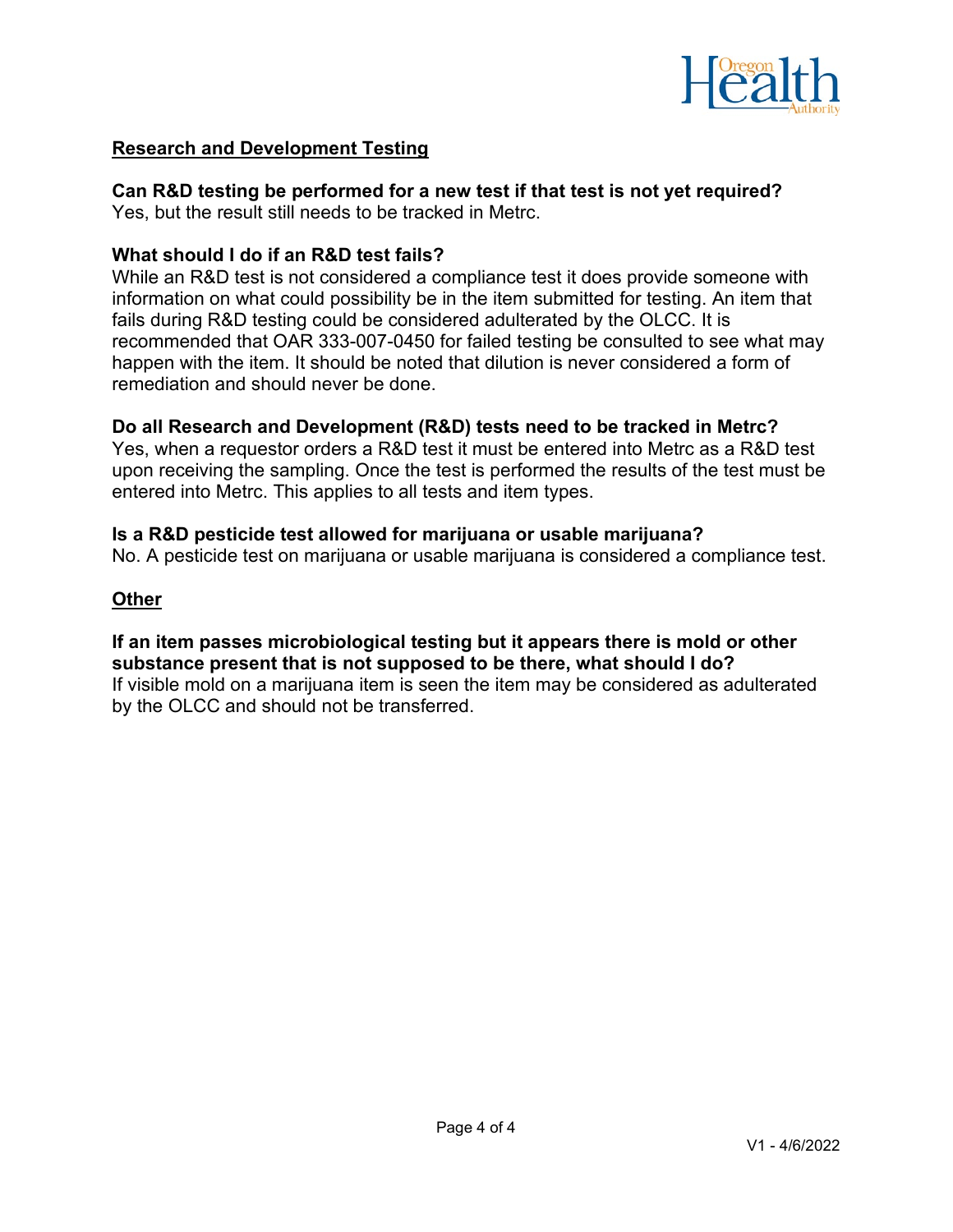## Research and Development Testing

**Can R&D testing be performed for a new test if that test is not yet required?**
Yes, but the result still needs to be tracked in Metrc.

**What should I do if an R&D test fails?**
While an R&D test is not considered a compliance test it does provide someone with information on what could possibility be in the item submitted for testing. An item that fails during R&D testing could be considered adulterated by the OLCC. It is recommended that OAR 333-007-0450 for failed testing be consulted to see what may happen with the item. It should be noted that dilution is never considered a form of remediation and should never be done.

**Do all Research and Development (R&D) tests need to be tracked in Metrc?**
Yes, when a requestor orders a R&D test it must be entered into Metrc as a R&D test upon receiving the sampling. Once the test is performed the results of the test must be entered into Metrc. This applies to all tests and item types.

**Is a R&D pesticide test allowed for marijuana or usable marijuana?**
No. A pesticide test on marijuana or usable marijuana is considered a compliance test.

## Other

**If an item passes microbiological testing but it appears there is mold or other substance present that is not supposed to be there, what should I do?**
If visible mold on a marijuana item is seen the item may be considered as adulterated by the OLCC and should not be transferred.

V1 - 4/6/2022